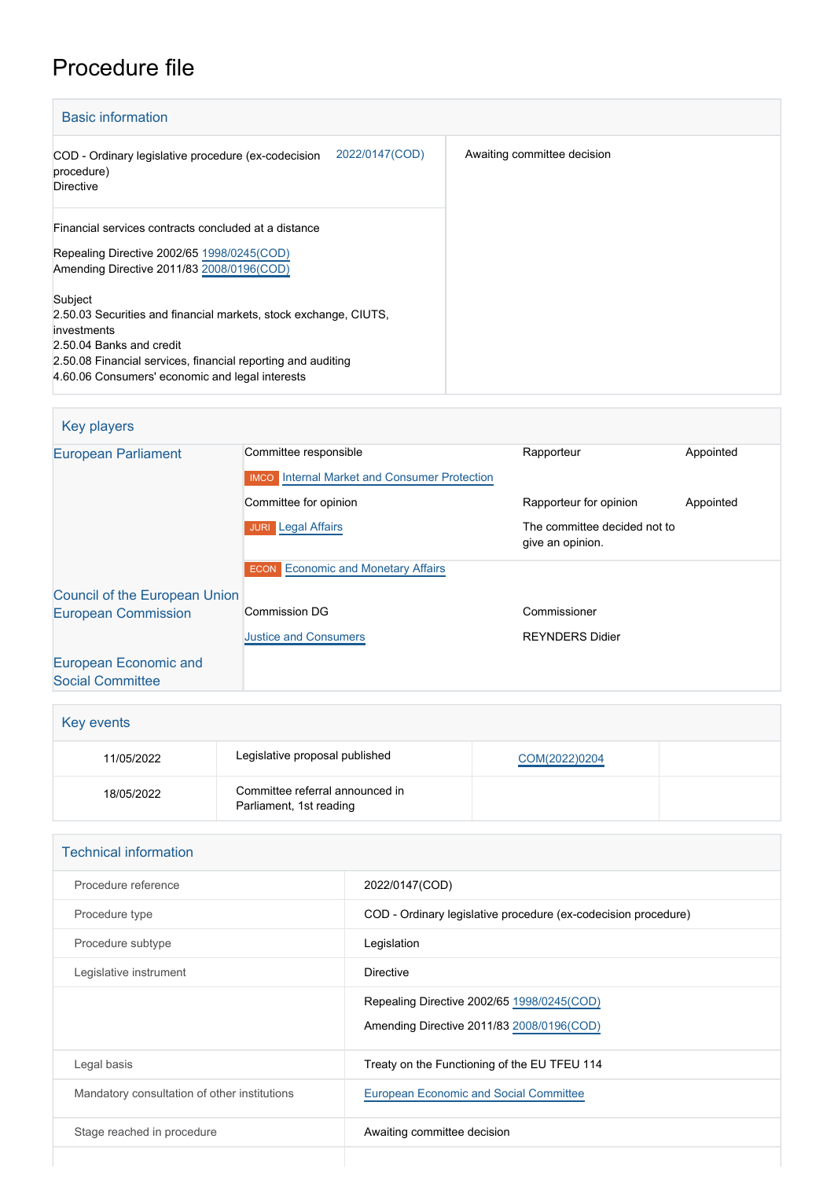# Procedure file

## Basic information

| | |
|---|---|
| COD - Ordinary legislative procedure (ex-codecision procedure)<br>Directive | 2022/0147(COD) |
| Financial services contracts concluded at a distance<br><br>Repealing Directive 2002/65 1998/0245(COD)<br>Amending Directive 2011/83 2008/0196(COD)<br><br>Subject<br>2.50.03 Securities and financial markets, stock exchange, CIUTS, investments<br>2.50.04 Banks and credit<br>2.50.08 Financial services, financial reporting and auditing<br>4.60.06 Consumers' economic and legal interests | |

Awaiting committee decision

## Key players

| | | | |
|---|---|---|---|
| European Parliament | Committee responsible | Rapporteur | Appointed |
| | IMCO Internal Market and Consumer Protection | | |
| | Committee for opinion | Rapporteur for opinion | Appointed |
| | JURI Legal Affairs | The committee decided not to give an opinion. | |
| | ECON Economic and Monetary Affairs | | |
| Council of the European Union | | | |
| European Commission | Commission DG | Commissioner | |
| | Justice and Consumers | REYNDERS Didier | |
| European Economic and Social Committee | | | |

## Key events

| | | | |
|---|---|---|---|
| 11/05/2022 | Legislative proposal published | COM(2022)0204 | |
| 18/05/2022 | Committee referral announced in Parliament, 1st reading | | |

## Technical information

| | |
|---|---|
| Procedure reference | 2022/0147(COD) |
| Procedure type | COD - Ordinary legislative procedure (ex-codecision procedure) |
| Procedure subtype | Legislation |
| Legislative instrument | Directive |
| | Repealing Directive 2002/65 1998/0245(COD)<br>Amending Directive 2011/83 2008/0196(COD) |
| Legal basis | Treaty on the Functioning of the EU TFEU 114 |
| Mandatory consultation of other institutions | European Economic and Social Committee |
| Stage reached in procedure | Awaiting committee decision |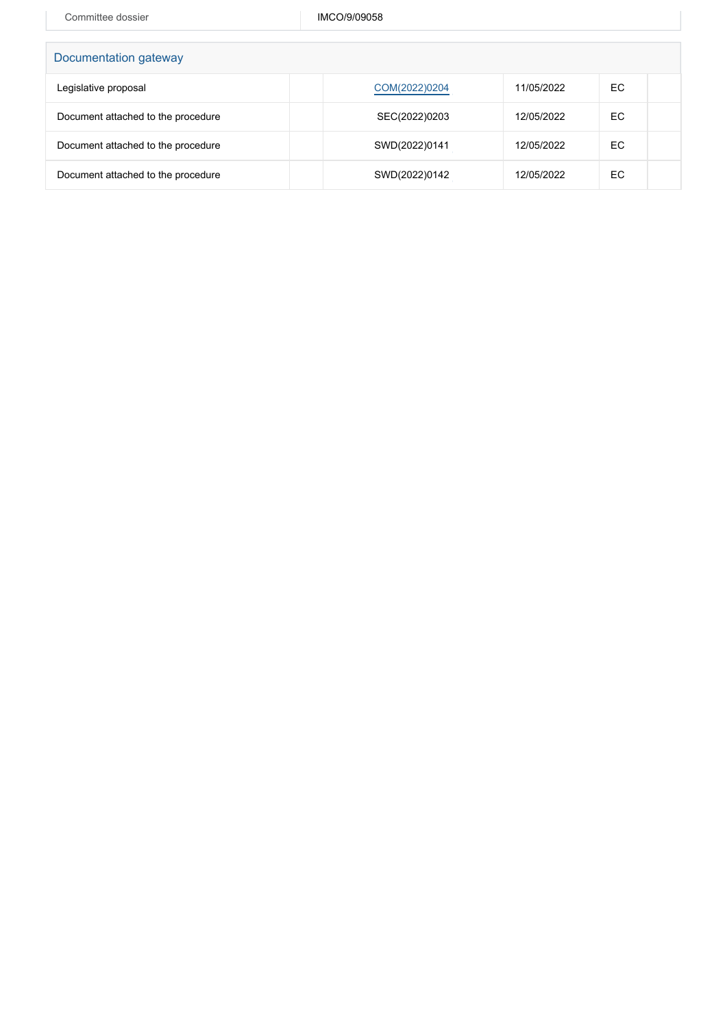| | |
|---|---|
| Committee dossier | IMCO/9/09058 |

## Documentation gateway

| | | | | | |
|---|---|---|---|---|---|
| Legislative proposal | | COM(2022)0204 | 11/05/2022 | EC | |
| Document attached to the procedure | | SEC(2022)0203 | 12/05/2022 | EC | |
| Document attached to the procedure | | SWD(2022)0141 | 12/05/2022 | EC | |
| Document attached to the procedure | | SWD(2022)0142 | 12/05/2022 | EC | |